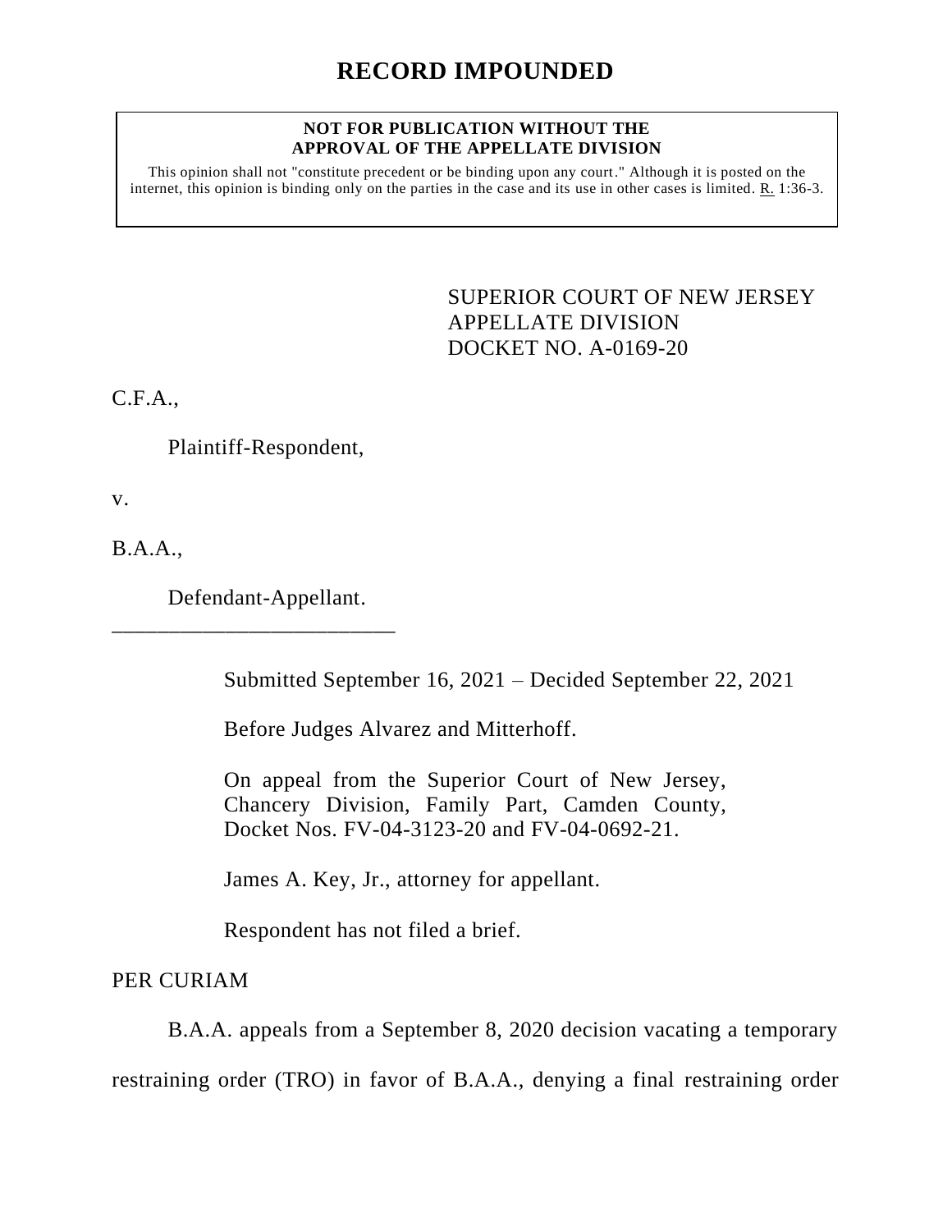# RECORD IMPOUNDED

**NOT FOR PUBLICATION WITHOUT THE APPROVAL OF THE APPELLATE DIVISION**

This opinion shall not "constitute precedent or be binding upon any court." Although it is posted on the internet, this opinion is binding only on the parties in the case and its use in other cases is limited. R. 1:36-3.

SUPERIOR COURT OF NEW JERSEY
APPELLATE DIVISION
DOCKET NO. A-0169-20

C.F.A.,

Plaintiff-Respondent,

v.

B.A.A.,

Defendant-Appellant.

\_\_\_\_\_\_\_\_\_\_\_\_\_\_\_\_\_\_\_\_\_\_\_\_\_\_

Submitted September 16, 2021 – Decided September 22, 2021

Before Judges Alvarez and Mitterhoff.

On appeal from the Superior Court of New Jersey, Chancery Division, Family Part, Camden County, Docket Nos. FV-04-3123-20 and FV-04-0692-21.

James A. Key, Jr., attorney for appellant.

Respondent has not filed a brief.

PER CURIAM

B.A.A. appeals from a September 8, 2020 decision vacating a temporary restraining order (TRO) in favor of B.A.A., denying a final restraining order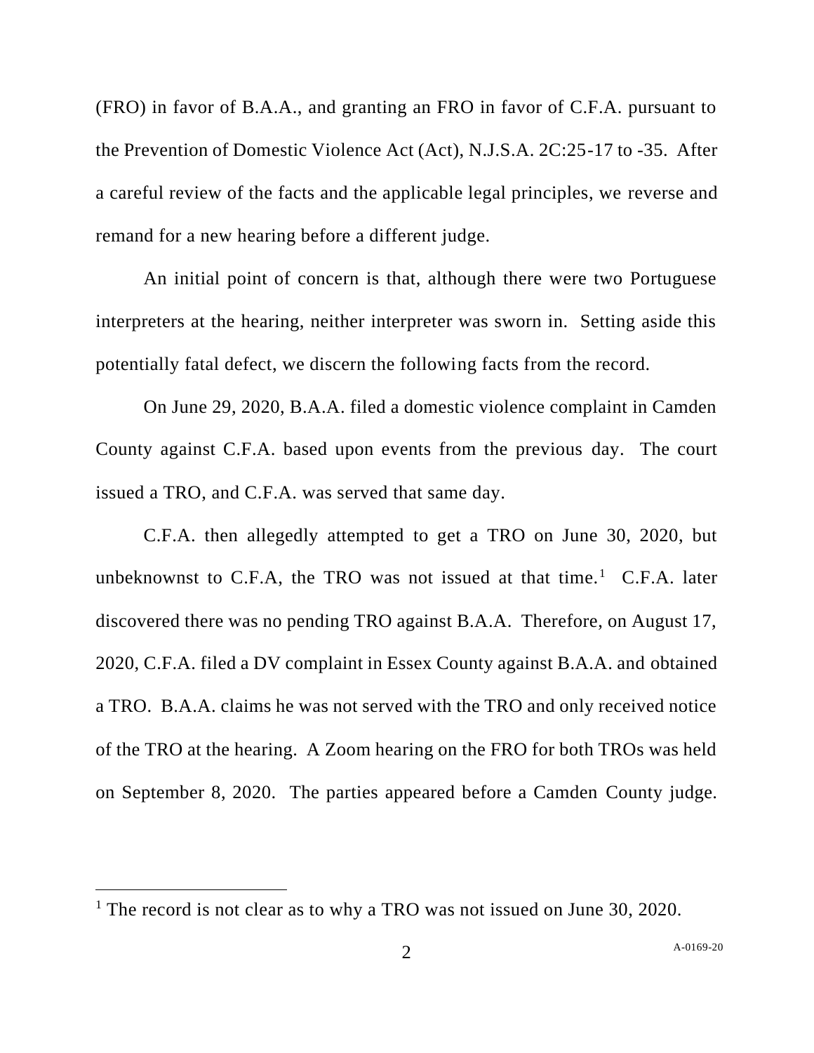(FRO) in favor of B.A.A., and granting an FRO in favor of C.F.A. pursuant to the Prevention of Domestic Violence Act (Act), N.J.S.A. 2C:25-17 to -35. After a careful review of the facts and the applicable legal principles, we reverse and remand for a new hearing before a different judge.

An initial point of concern is that, although there were two Portuguese interpreters at the hearing, neither interpreter was sworn in. Setting aside this potentially fatal defect, we discern the following facts from the record.

On June 29, 2020, B.A.A. filed a domestic violence complaint in Camden County against C.F.A. based upon events from the previous day. The court issued a TRO, and C.F.A. was served that same day.

C.F.A. then allegedly attempted to get a TRO on June 30, 2020, but unbeknownst to C.F.A, the TRO was not issued at that time.[1] C.F.A. later discovered there was no pending TRO against B.A.A. Therefore, on August 17, 2020, C.F.A. filed a DV complaint in Essex County against B.A.A. and obtained a TRO. B.A.A. claims he was not served with the TRO and only received notice of the TRO at the hearing. A Zoom hearing on the FRO for both TROs was held on September 8, 2020. The parties appeared before a Camden County judge.

[1] The record is not clear as to why a TRO was not issued on June 30, 2020.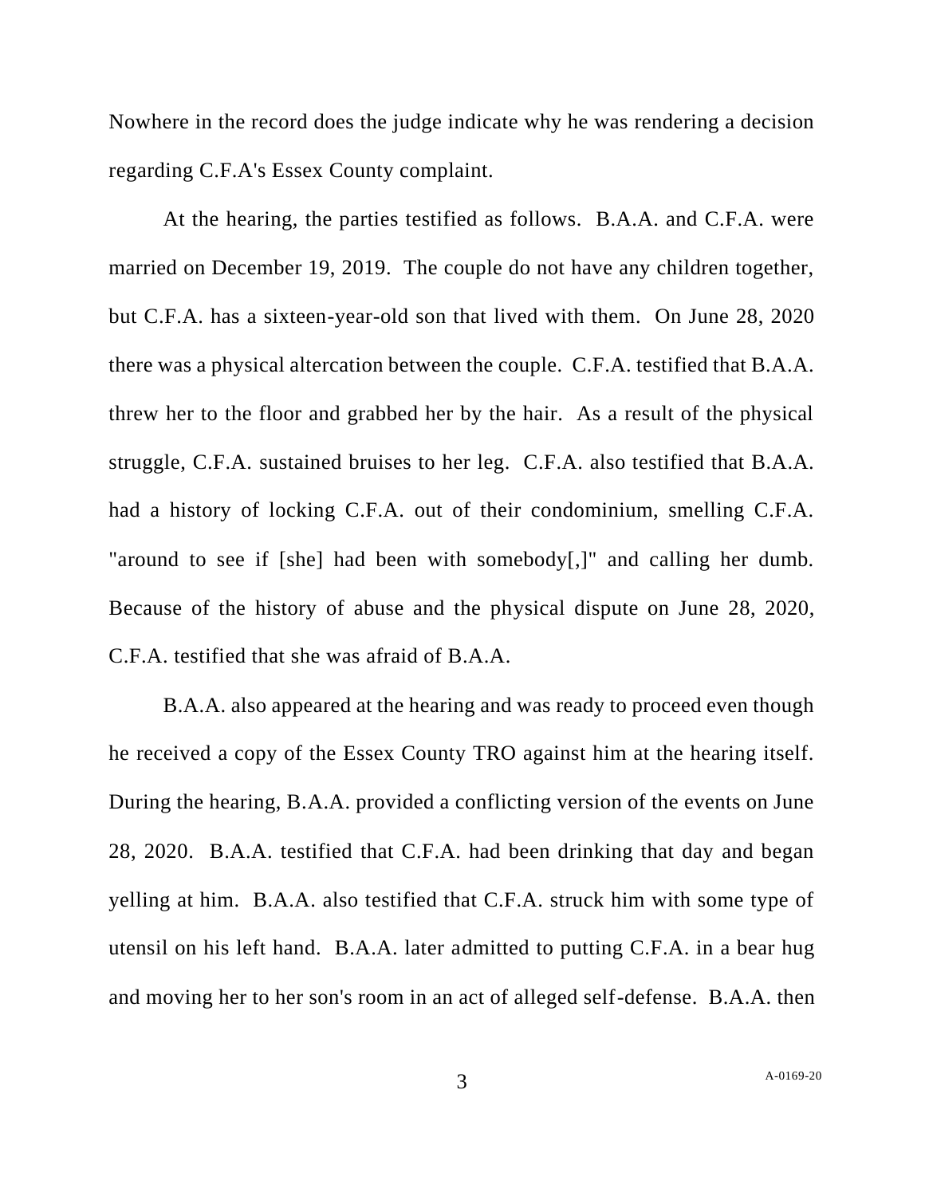Nowhere in the record does the judge indicate why he was rendering a decision regarding C.F.A's Essex County complaint.

At the hearing, the parties testified as follows. B.A.A. and C.F.A. were married on December 19, 2019. The couple do not have any children together, but C.F.A. has a sixteen-year-old son that lived with them. On June 28, 2020 there was a physical altercation between the couple. C.F.A. testified that B.A.A. threw her to the floor and grabbed her by the hair. As a result of the physical struggle, C.F.A. sustained bruises to her leg. C.F.A. also testified that B.A.A. had a history of locking C.F.A. out of their condominium, smelling C.F.A. "around to see if [she] had been with somebody[,]" and calling her dumb. Because of the history of abuse and the physical dispute on June 28, 2020, C.F.A. testified that she was afraid of B.A.A.

B.A.A. also appeared at the hearing and was ready to proceed even though he received a copy of the Essex County TRO against him at the hearing itself. During the hearing, B.A.A. provided a conflicting version of the events on June 28, 2020. B.A.A. testified that C.F.A. had been drinking that day and began yelling at him. B.A.A. also testified that C.F.A. struck him with some type of utensil on his left hand. B.A.A. later admitted to putting C.F.A. in a bear hug and moving her to her son's room in an act of alleged self-defense. B.A.A. then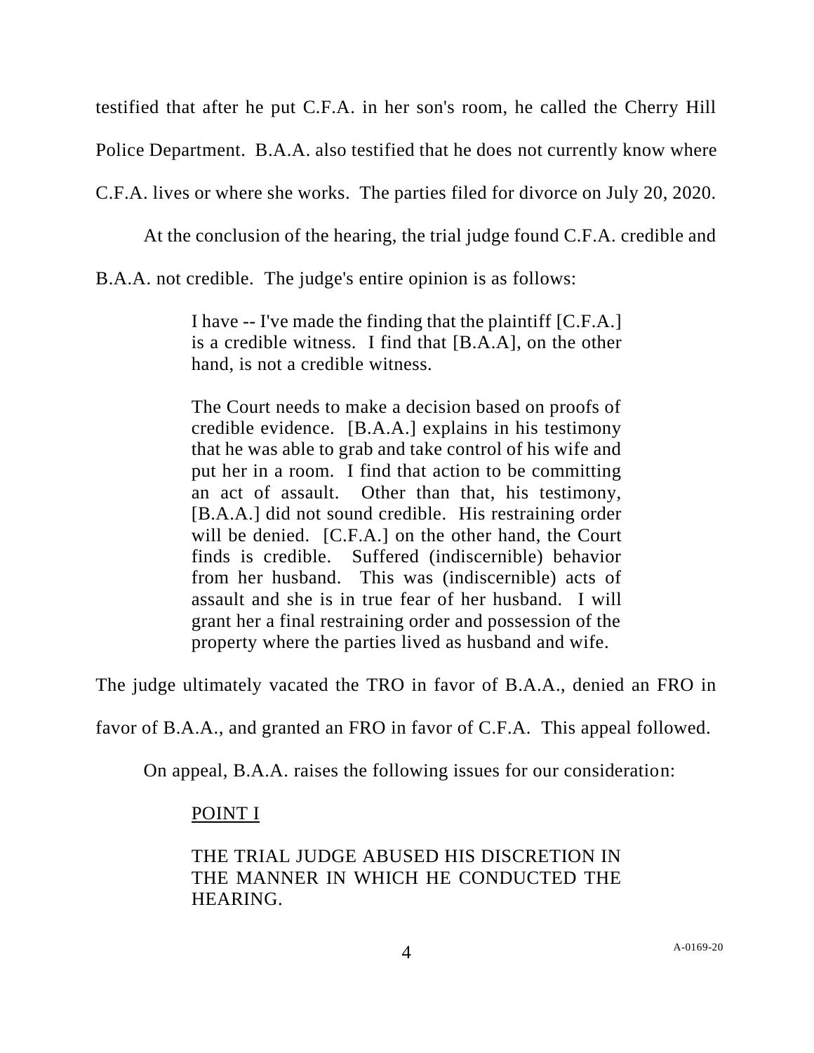testified that after he put C.F.A. in her son's room, he called the Cherry Hill Police Department. B.A.A. also testified that he does not currently know where C.F.A. lives or where she works. The parties filed for divorce on July 20, 2020.

At the conclusion of the hearing, the trial judge found C.F.A. credible and B.A.A. not credible. The judge's entire opinion is as follows:

> I have -- I've made the finding that the plaintiff [C.F.A.] is a credible witness. I find that [B.A.A], on the other hand, is not a credible witness.
>
> The Court needs to make a decision based on proofs of credible evidence. [B.A.A.] explains in his testimony that he was able to grab and take control of his wife and put her in a room. I find that action to be committing an act of assault. Other than that, his testimony, [B.A.A.] did not sound credible. His restraining order will be denied. [C.F.A.] on the other hand, the Court finds is credible. Suffered (indiscernible) behavior from her husband. This was (indiscernible) acts of assault and she is in true fear of her husband. I will grant her a final restraining order and possession of the property where the parties lived as husband and wife.

The judge ultimately vacated the TRO in favor of B.A.A., denied an FRO in favor of B.A.A., and granted an FRO in favor of C.F.A. This appeal followed.

On appeal, B.A.A. raises the following issues for our consideration:

> <u>POINT I</u>
>
> THE TRIAL JUDGE ABUSED HIS DISCRETION IN THE MANNER IN WHICH HE CONDUCTED THE HEARING.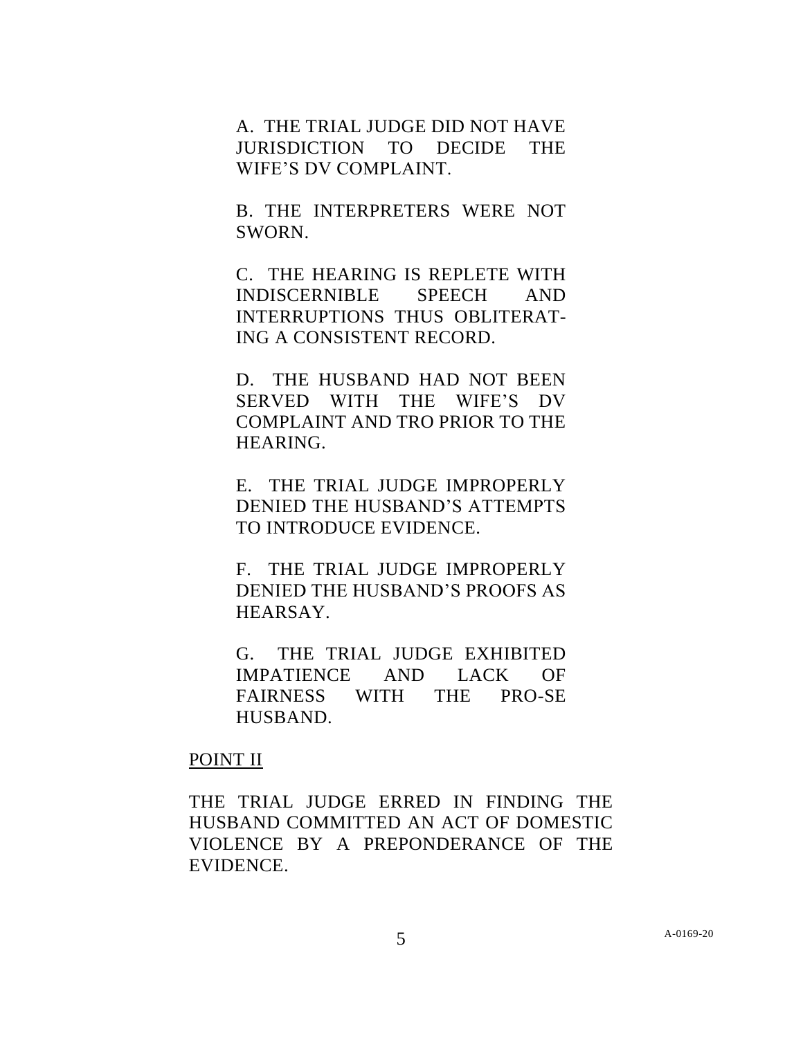A. THE TRIAL JUDGE DID NOT HAVE JURISDICTION TO DECIDE THE WIFE'S DV COMPLAINT.

B. THE INTERPRETERS WERE NOT SWORN.

C. THE HEARING IS REPLETE WITH INDISCERNIBLE SPEECH AND INTERRUPTIONS THUS OBLITERATING A CONSISTENT RECORD.

D. THE HUSBAND HAD NOT BEEN SERVED WITH THE WIFE'S DV COMPLAINT AND TRO PRIOR TO THE HEARING.

E. THE TRIAL JUDGE IMPROPERLY DENIED THE HUSBAND'S ATTEMPTS TO INTRODUCE EVIDENCE.

F. THE TRIAL JUDGE IMPROPERLY DENIED THE HUSBAND'S PROOFS AS HEARSAY.

G. THE TRIAL JUDGE EXHIBITED IMPATIENCE AND LACK OF FAIRNESS WITH THE PRO-SE HUSBAND.

POINT II

THE TRIAL JUDGE ERRED IN FINDING THE HUSBAND COMMITTED AN ACT OF DOMESTIC VIOLENCE BY A PREPONDERANCE OF THE EVIDENCE.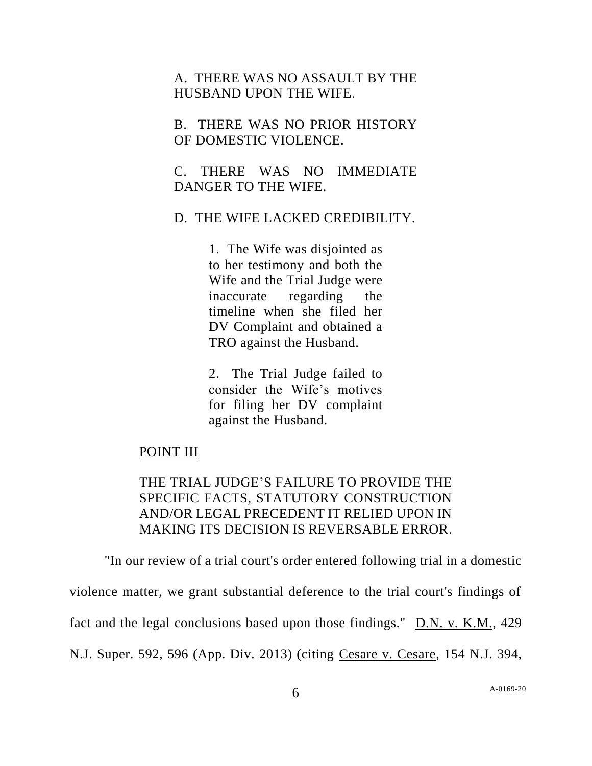A. THERE WAS NO ASSAULT BY THE HUSBAND UPON THE WIFE.

B. THERE WAS NO PRIOR HISTORY OF DOMESTIC VIOLENCE.

C. THERE WAS NO IMMEDIATE DANGER TO THE WIFE.

D. THE WIFE LACKED CREDIBILITY.

> 1. The Wife was disjointed as to her testimony and both the Wife and the Trial Judge were inaccurate regarding the timeline when she filed her DV Complaint and obtained a TRO against the Husband.
>
> 2. The Trial Judge failed to consider the Wife's motives for filing her DV complaint against the Husband.

POINT III

THE TRIAL JUDGE'S FAILURE TO PROVIDE THE SPECIFIC FACTS, STATUTORY CONSTRUCTION AND/OR LEGAL PRECEDENT IT RELIED UPON IN MAKING ITS DECISION IS REVERSABLE ERROR.

"In our review of a trial court's order entered following trial in a domestic violence matter, we grant substantial deference to the trial court's findings of fact and the legal conclusions based upon those findings." D.N. v. K.M., 429 N.J. Super. 592, 596 (App. Div. 2013) (citing Cesare v. Cesare, 154 N.J. 394,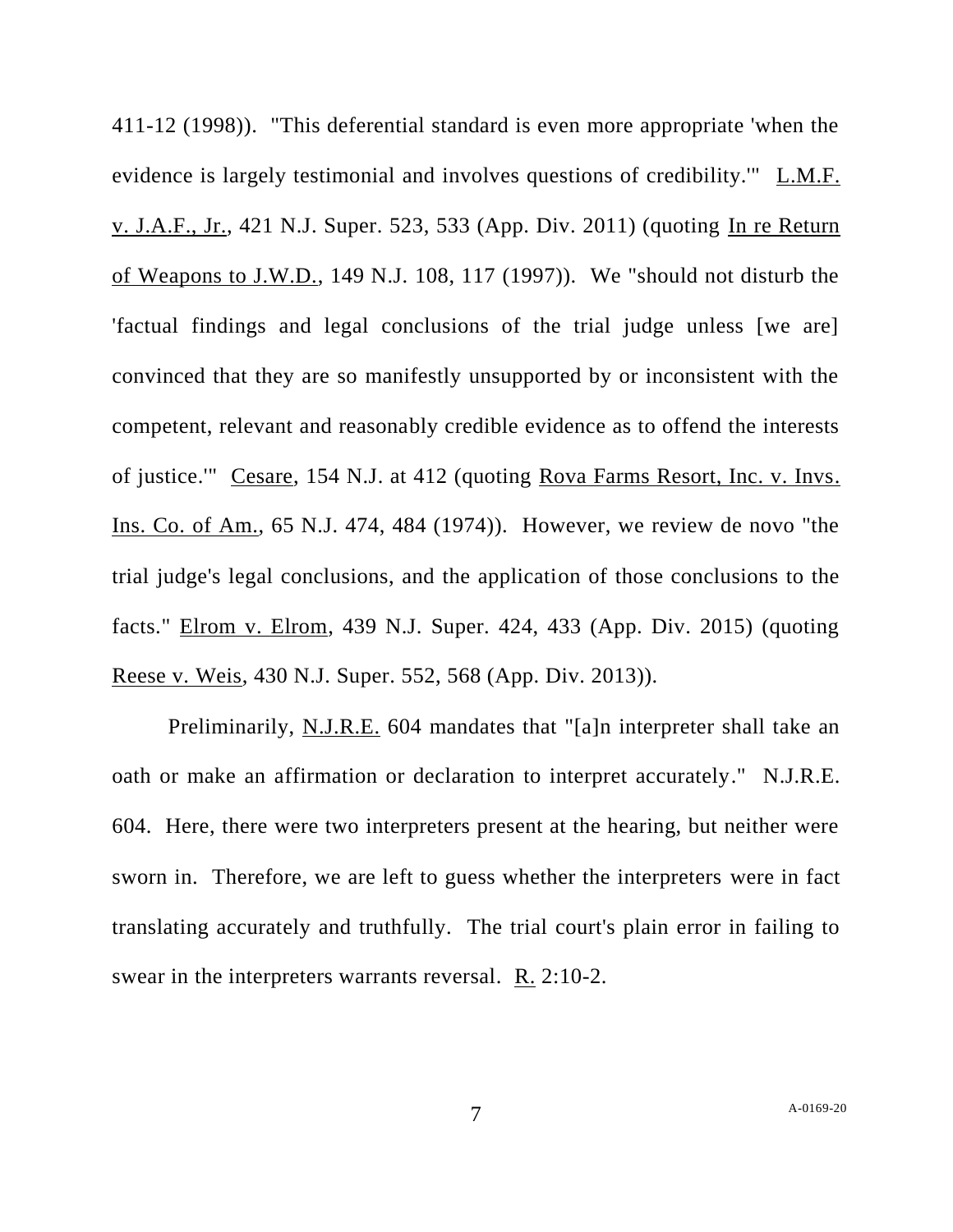411-12 (1998)). "This deferential standard is even more appropriate 'when the evidence is largely testimonial and involves questions of credibility.'" L.M.F. v. J.A.F., Jr., 421 N.J. Super. 523, 533 (App. Div. 2011) (quoting In re Return of Weapons to J.W.D., 149 N.J. 108, 117 (1997)). We "should not disturb the 'factual findings and legal conclusions of the trial judge unless [we are] convinced that they are so manifestly unsupported by or inconsistent with the competent, relevant and reasonably credible evidence as to offend the interests of justice.'" Cesare, 154 N.J. at 412 (quoting Rova Farms Resort, Inc. v. Invs. Ins. Co. of Am., 65 N.J. 474, 484 (1974)). However, we review de novo "the trial judge's legal conclusions, and the application of those conclusions to the facts." Elrom v. Elrom, 439 N.J. Super. 424, 433 (App. Div. 2015) (quoting Reese v. Weis, 430 N.J. Super. 552, 568 (App. Div. 2013)).

Preliminarily, N.J.R.E. 604 mandates that "[a]n interpreter shall take an oath or make an affirmation or declaration to interpret accurately." N.J.R.E. 604. Here, there were two interpreters present at the hearing, but neither were sworn in. Therefore, we are left to guess whether the interpreters were in fact translating accurately and truthfully. The trial court's plain error in failing to swear in the interpreters warrants reversal. R. 2:10-2.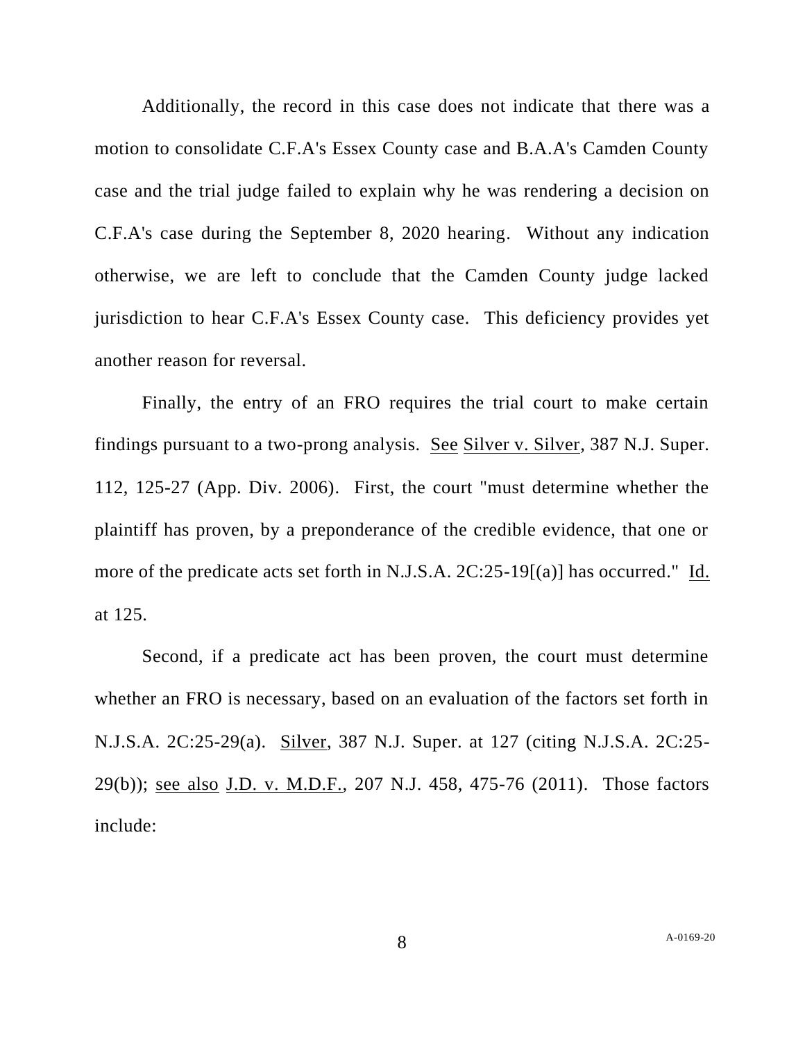Additionally, the record in this case does not indicate that there was a motion to consolidate C.F.A's Essex County case and B.A.A's Camden County case and the trial judge failed to explain why he was rendering a decision on C.F.A's case during the September 8, 2020 hearing. Without any indication otherwise, we are left to conclude that the Camden County judge lacked jurisdiction to hear C.F.A's Essex County case. This deficiency provides yet another reason for reversal.

Finally, the entry of an FRO requires the trial court to make certain findings pursuant to a two-prong analysis. See Silver v. Silver, 387 N.J. Super. 112, 125-27 (App. Div. 2006). First, the court "must determine whether the plaintiff has proven, by a preponderance of the credible evidence, that one or more of the predicate acts set forth in N.J.S.A. 2C:25-19[(a)] has occurred." Id. at 125.

Second, if a predicate act has been proven, the court must determine whether an FRO is necessary, based on an evaluation of the factors set forth in N.J.S.A. 2C:25-29(a). Silver, 387 N.J. Super. at 127 (citing N.J.S.A. 2C:25-29(b)); see also J.D. v. M.D.F., 207 N.J. 458, 475-76 (2011). Those factors include: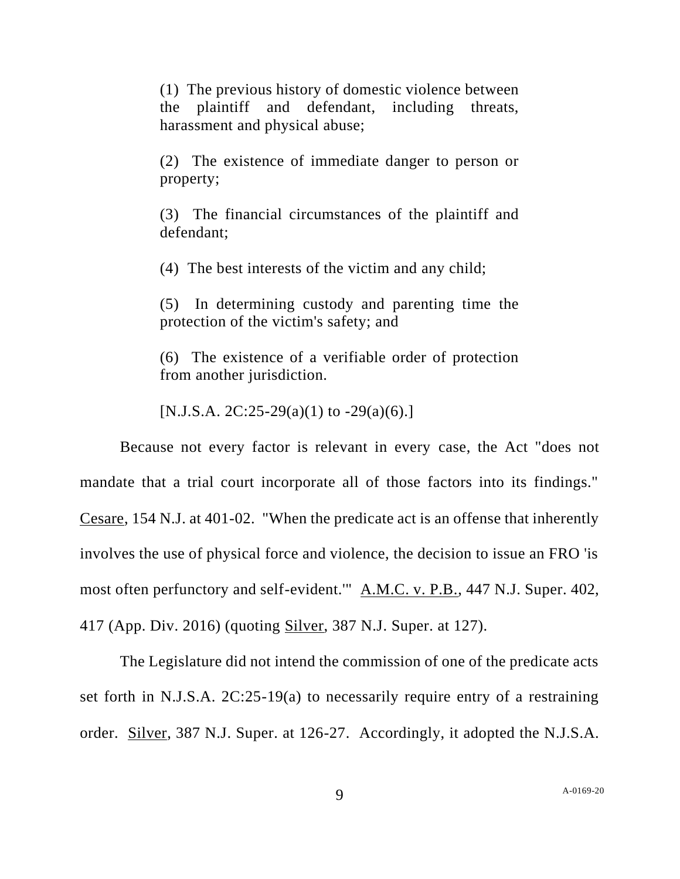> (1) The previous history of domestic violence between the plaintiff and defendant, including threats, harassment and physical abuse;
>
> (2) The existence of immediate danger to person or property;
>
> (3) The financial circumstances of the plaintiff and defendant;
>
> (4) The best interests of the victim and any child;
>
> (5) In determining custody and parenting time the protection of the victim's safety; and
>
> (6) The existence of a verifiable order of protection from another jurisdiction.
>
> [N.J.S.A. 2C:25-29(a)(1) to -29(a)(6).]

Because not every factor is relevant in every case, the Act "does not mandate that a trial court incorporate all of those factors into its findings." Cesare, 154 N.J. at 401-02. "When the predicate act is an offense that inherently involves the use of physical force and violence, the decision to issue an FRO 'is most often perfunctory and self-evident.'" A.M.C. v. P.B., 447 N.J. Super. 402, 417 (App. Div. 2016) (quoting Silver, 387 N.J. Super. at 127).

The Legislature did not intend the commission of one of the predicate acts set forth in N.J.S.A. 2C:25-19(a) to necessarily require entry of a restraining order. Silver, 387 N.J. Super. at 126-27. Accordingly, it adopted the N.J.S.A.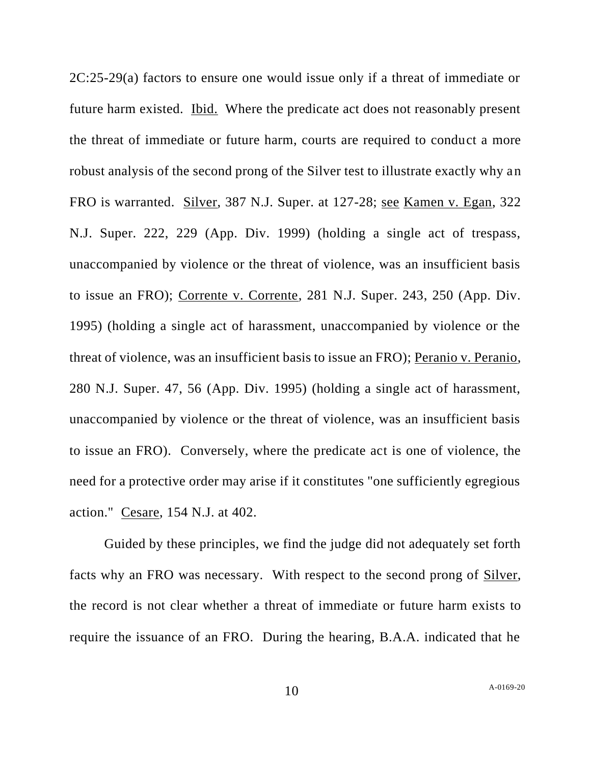2C:25-29(a) factors to ensure one would issue only if a threat of immediate or future harm existed. Ibid. Where the predicate act does not reasonably present the threat of immediate or future harm, courts are required to conduct a more robust analysis of the second prong of the Silver test to illustrate exactly why an FRO is warranted. Silver, 387 N.J. Super. at 127-28; see Kamen v. Egan, 322 N.J. Super. 222, 229 (App. Div. 1999) (holding a single act of trespass, unaccompanied by violence or the threat of violence, was an insufficient basis to issue an FRO); Corrente v. Corrente, 281 N.J. Super. 243, 250 (App. Div. 1995) (holding a single act of harassment, unaccompanied by violence or the threat of violence, was an insufficient basis to issue an FRO); Peranio v. Peranio, 280 N.J. Super. 47, 56 (App. Div. 1995) (holding a single act of harassment, unaccompanied by violence or the threat of violence, was an insufficient basis to issue an FRO). Conversely, where the predicate act is one of violence, the need for a protective order may arise if it constitutes "one sufficiently egregious action." Cesare, 154 N.J. at 402.

Guided by these principles, we find the judge did not adequately set forth facts why an FRO was necessary. With respect to the second prong of Silver, the record is not clear whether a threat of immediate or future harm exists to require the issuance of an FRO. During the hearing, B.A.A. indicated that he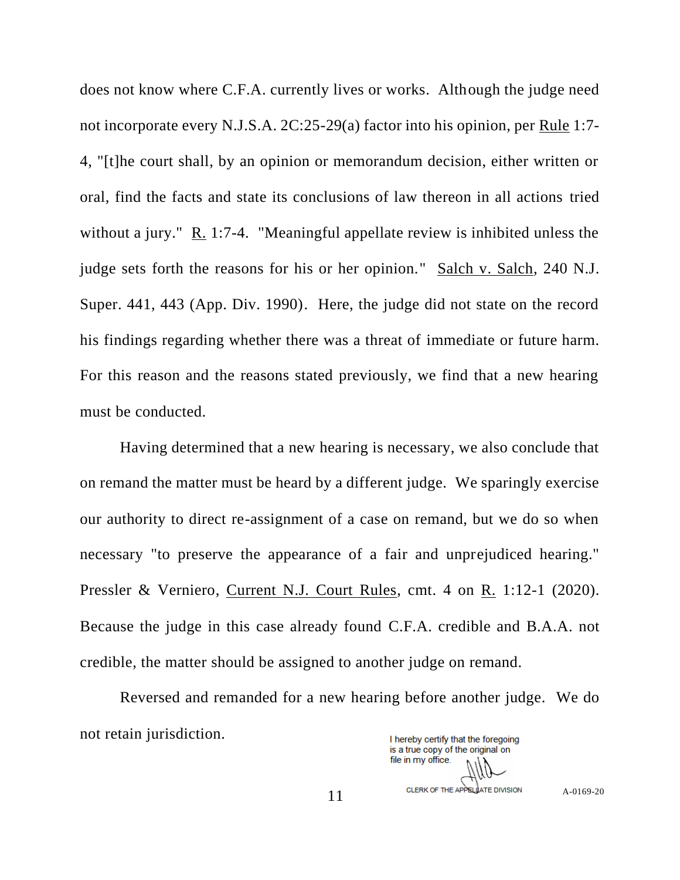does not know where C.F.A. currently lives or works. Although the judge need not incorporate every N.J.S.A. 2C:25-29(a) factor into his opinion, per Rule 1:7-4, "[t]he court shall, by an opinion or memorandum decision, either written or oral, find the facts and state its conclusions of law thereon in all actions tried without a jury." R. 1:7-4. "Meaningful appellate review is inhibited unless the judge sets forth the reasons for his or her opinion." Salch v. Salch, 240 N.J. Super. 441, 443 (App. Div. 1990). Here, the judge did not state on the record his findings regarding whether there was a threat of immediate or future harm. For this reason and the reasons stated previously, we find that a new hearing must be conducted.

Having determined that a new hearing is necessary, we also conclude that on remand the matter must be heard by a different judge. We sparingly exercise our authority to direct re-assignment of a case on remand, but we do so when necessary "to preserve the appearance of a fair and unprejudiced hearing." Pressler & Verniero, Current N.J. Court Rules, cmt. 4 on R. 1:12-1 (2020). Because the judge in this case already found C.F.A. credible and B.A.A. not credible, the matter should be assigned to another judge on remand.

Reversed and remanded for a new hearing before another judge. We do not retain jurisdiction.

I hereby certify that the foregoing is a true copy of the original on file in my office.

CLERK OF THE APPELLATE DIVISION

A-0169-20